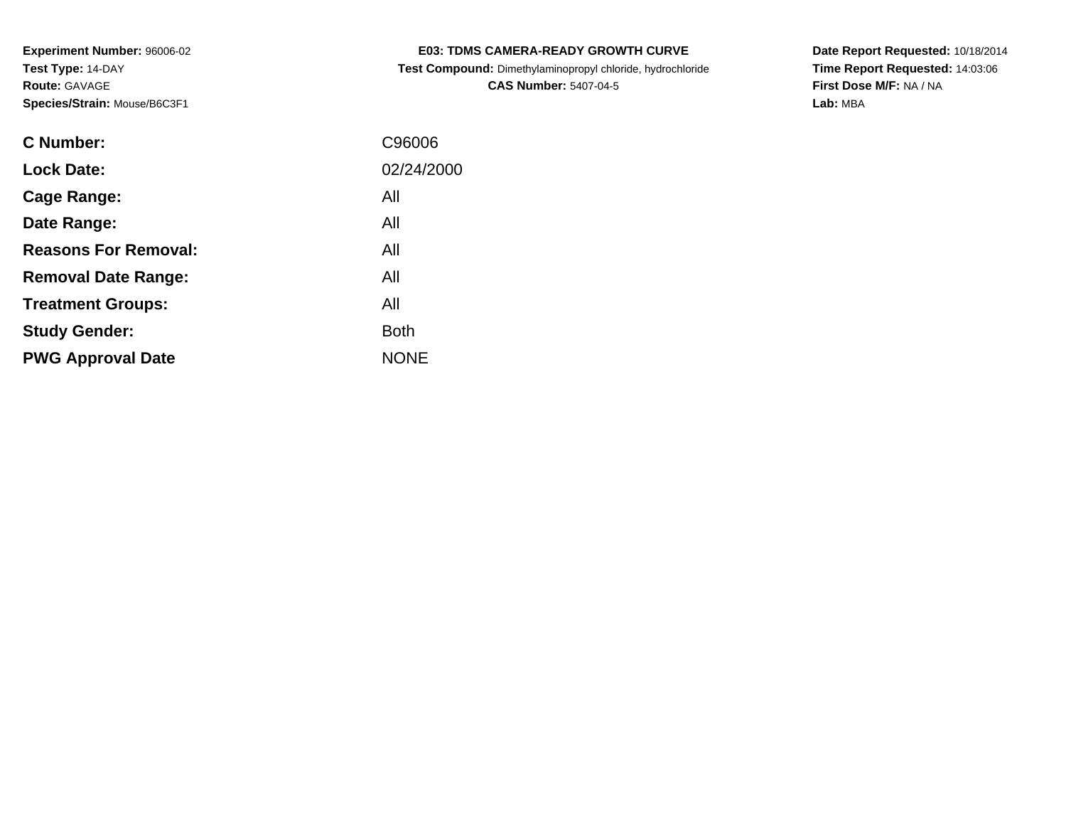**Experiment Number:** 96006-02
**Test Type:** 14-DAY
**Route:** GAVAGE
**Species/Strain:** Mouse/B6C3F1

**E03: TDMS CAMERA-READY GROWTH CURVE**
**Test Compound:** Dimethylaminopropyl chloride, hydrochloride
**CAS Number:** 5407-04-5

**Date Report Requested:** 10/18/2014
**Time Report Requested:** 14:03:06
**First Dose M/F:** NA / NA
**Lab:** MBA

| | |
|---|---|
| **C Number:** | C96006 |
| **Lock Date:** | 02/24/2000 |
| **Cage Range:** | All |
| **Date Range:** | All |
| **Reasons For Removal:** | All |
| **Removal Date Range:** | All |
| **Treatment Groups:** | All |
| **Study Gender:** | Both |
| **PWG Approval Date** | NONE |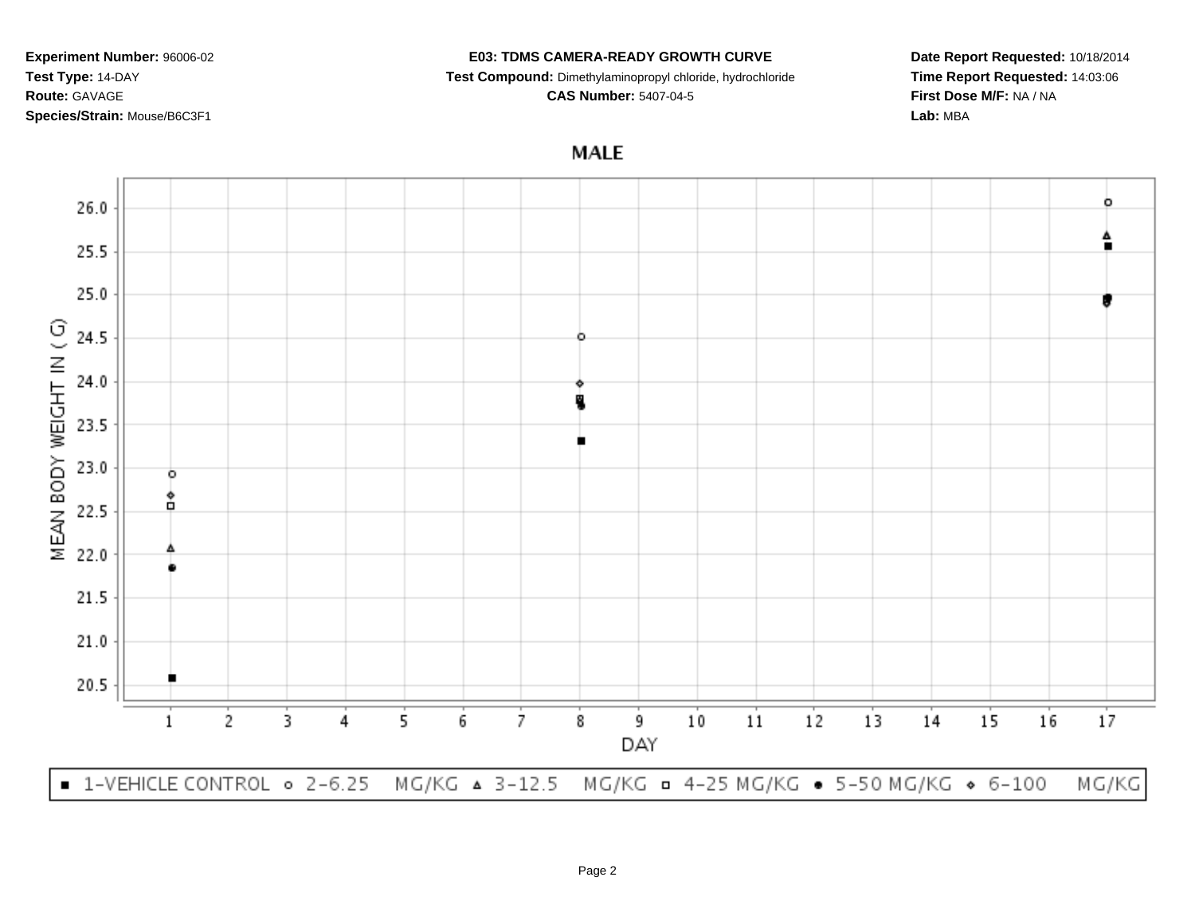**Experiment Number:** 96006-02
**Test Type:** 14-DAY
**Route:** GAVAGE
**Species/Strain:** Mouse/B6C3F1

**E03: TDMS CAMERA-READY GROWTH CURVE**
**Test Compound:** Dimethylaminopropyl chloride, hydrochloride
**CAS Number:** 5407-04-5

**Date Report Requested:** 10/18/2014
**Time Report Requested:** 14:03:06
**First Dose M/F:** NA / NA
**Lab:** MBA

## MALE

MEAN BODY WEIGHT IN ( G)

DAY

■ 1-VEHICLE CONTROL ○ 2-6.25 MG/KG ▲ 3-12.5 MG/KG □ 4-25 MG/KG ● 5-50 MG/KG ◇ 6-100 MG/KG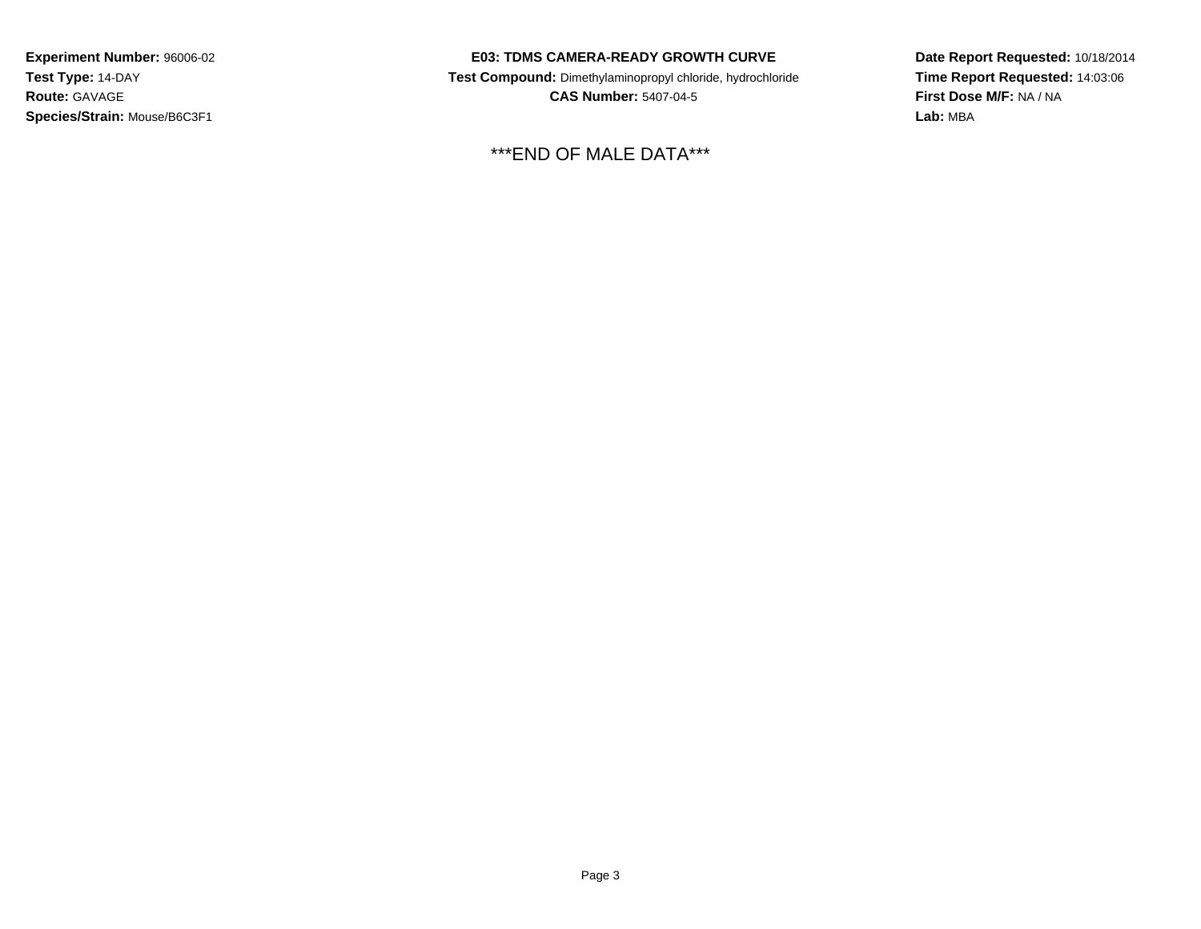**Experiment Number:** 96006-02
**Test Type:** 14-DAY
**Route:** GAVAGE
**Species/Strain:** Mouse/B6C3F1

**E03: TDMS CAMERA-READY GROWTH CURVE**
**Test Compound:** Dimethylaminopropyl chloride, hydrochloride
**CAS Number:** 5407-04-5

**Date Report Requested:** 10/18/2014
**Time Report Requested:** 14:03:06
**First Dose M/F:** NA / NA
**Lab:** MBA

***END OF MALE DATA***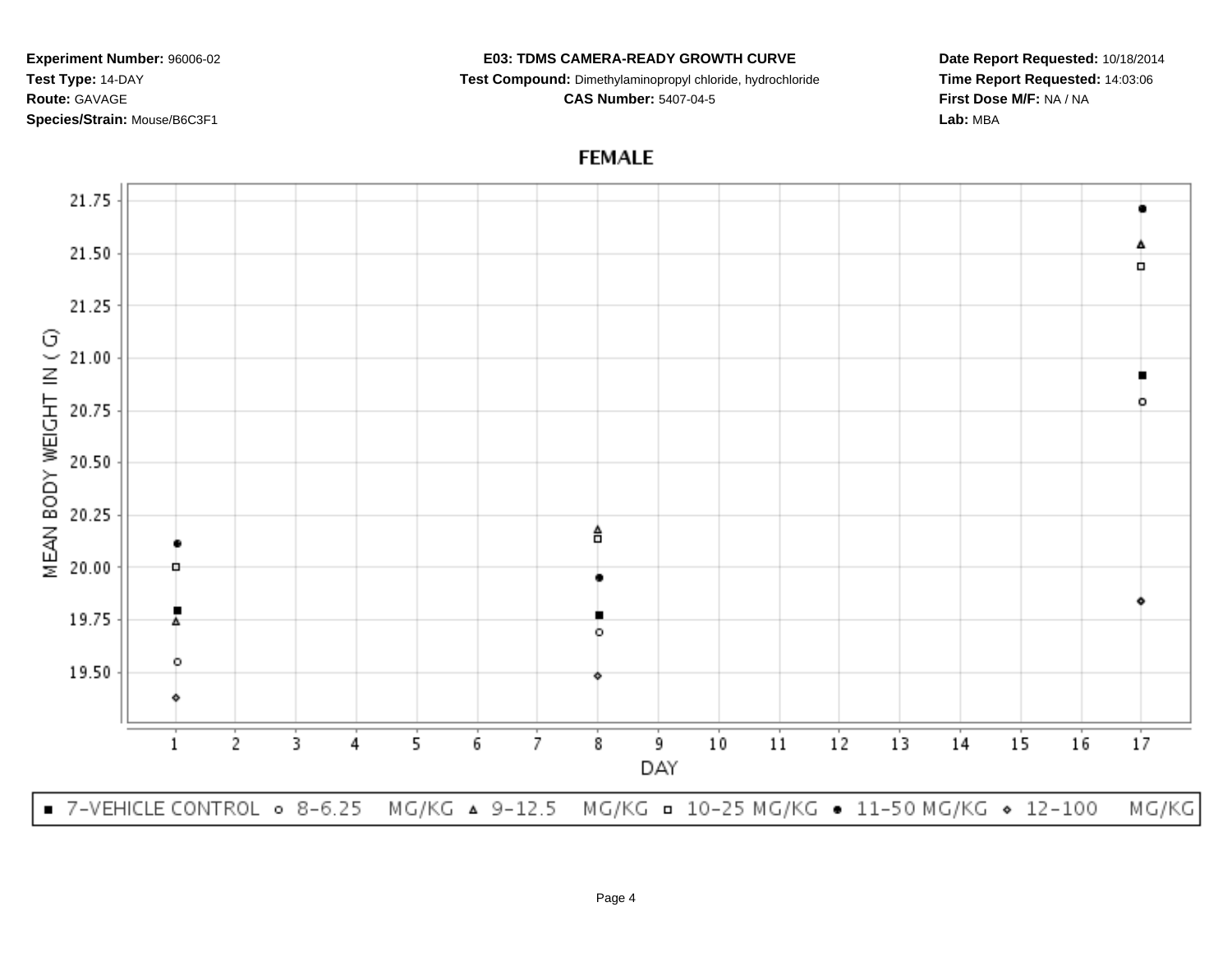**Experiment Number:** 96006-02
**Test Type:** 14-DAY
**Route:** GAVAGE
**Species/Strain:** Mouse/B6C3F1

**E03: TDMS CAMERA-READY GROWTH CURVE**
**Test Compound:** Dimethylaminopropyl chloride, hydrochloride
**CAS Number:** 5407-04-5

**Date Report Requested:** 10/18/2014
**Time Report Requested:** 14:03:06
**First Dose M/F:** NA / NA
**Lab:** MBA

## FEMALE

MEAN BODY WEIGHT IN ( G)

21.75
21.50
21.25
21.00
20.75
20.50
20.25
20.00
19.75
19.50

DAY

1 2 3 4 5 6 7 8 9 10 11 12 13 14 15 16 17

■ 7-VEHICLE CONTROL ○ 8-6.25 MG/KG ▲ 9-12.5 MG/KG □ 10-25 MG/KG ● 11-50 MG/KG ◆ 12-100 MG/KG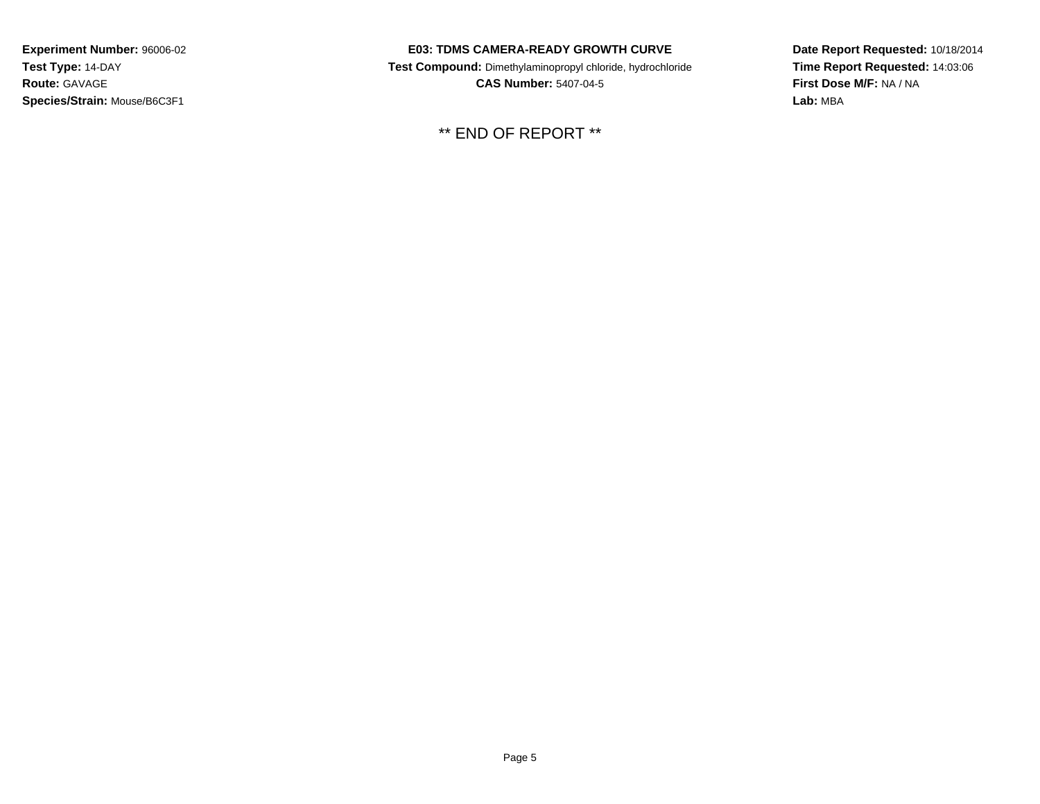**Experiment Number:** 96006-02
**Test Type:** 14-DAY
**Route:** GAVAGE
**Species/Strain:** Mouse/B6C3F1

**E03: TDMS CAMERA-READY GROWTH CURVE**
**Test Compound:** Dimethylaminopropyl chloride, hydrochloride
**CAS Number:** 5407-04-5

**Date Report Requested:** 10/18/2014
**Time Report Requested:** 14:03:06
**First Dose M/F:** NA / NA
**Lab:** MBA

** END OF REPORT **